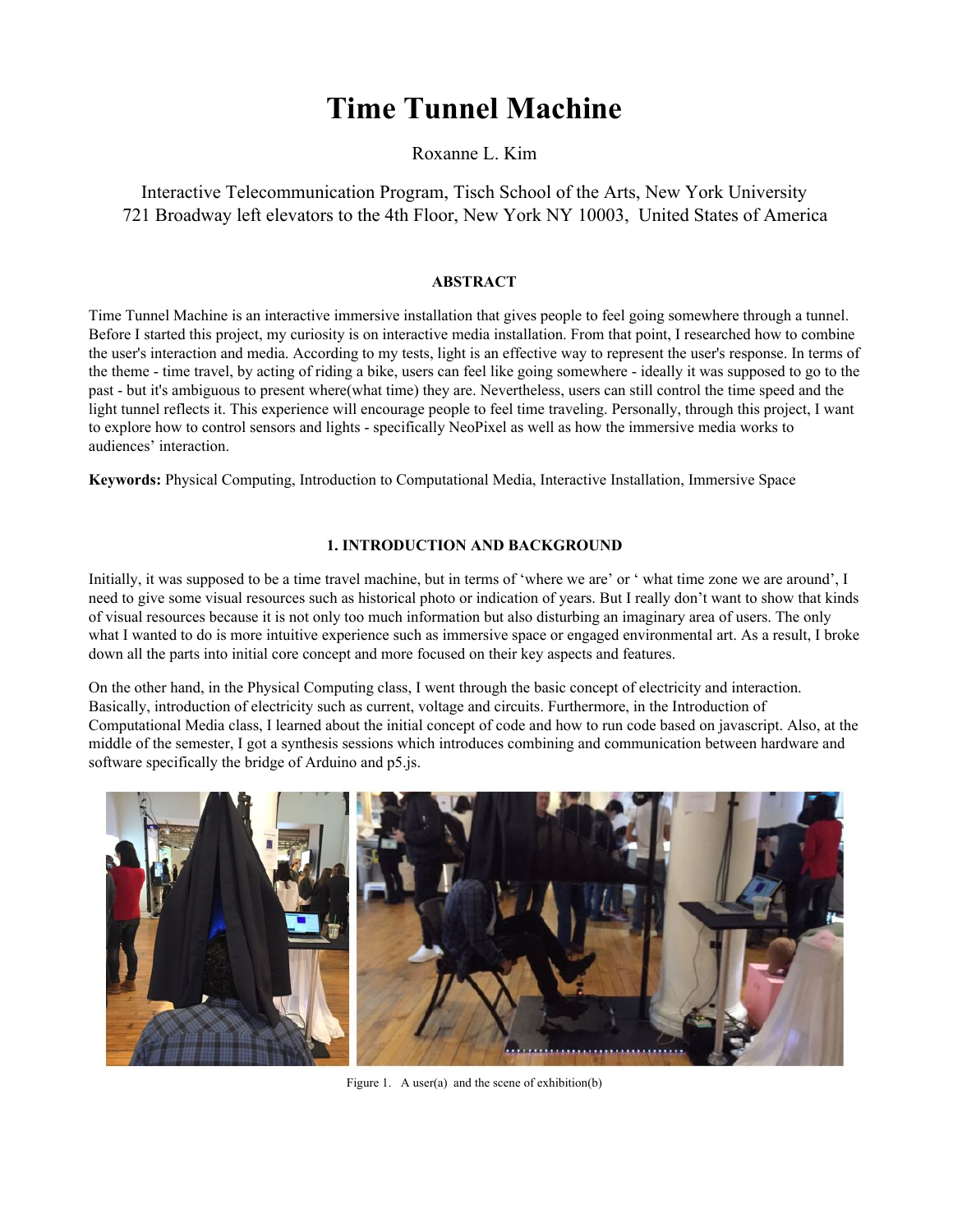# Time Tunnel Machine

Roxanne L. Kim

Interactive Telecommunication Program, Tisch School of the Arts, New York University
721 Broadway left elevators to the 4th Floor, New York NY 10003, United States of America

## ABSTRACT

Time Tunnel Machine is an interactive immersive installation that gives people to feel going somewhere through a tunnel. Before I started this project, my curiosity is on interactive media installation. From that point, I researched how to combine the user's interaction and media. According to my tests, light is an effective way to represent the user's response. In terms of the theme - time travel, by acting of riding a bike, users can feel like going somewhere - ideally it was supposed to go to the past - but it's ambiguous to present where(what time) they are. Nevertheless, users can still control the time speed and the light tunnel reflects it. This experience will encourage people to feel time traveling. Personally, through this project, I want to explore how to control sensors and lights - specifically NeoPixel as well as how the immersive media works to audiences' interaction.

**Keywords:** Physical Computing, Introduction to Computational Media, Interactive Installation, Immersive Space

## 1. INTRODUCTION AND BACKGROUND

Initially, it was supposed to be a time travel machine, but in terms of 'where we are' or ' what time zone we are around', I need to give some visual resources such as historical photo or indication of years. But I really don't want to show that kinds of visual resources because it is not only too much information but also disturbing an imaginary area of users. The only what I wanted to do is more intuitive experience such as immersive space or engaged environmental art. As a result, I broke down all the parts into initial core concept and more focused on their key aspects and features.

On the other hand, in the Physical Computing class, I went through the basic concept of electricity and interaction. Basically, introduction of electricity such as current, voltage and circuits. Furthermore, in the Introduction of Computational Media class, I learned about the initial concept of code and how to run code based on javascript. Also, at the middle of the semester, I got a synthesis sessions which introduces combining and communication between hardware and software specifically the bridge of Arduino and p5.js.

Figure 1. A user(a) and the scene of exhibition(b)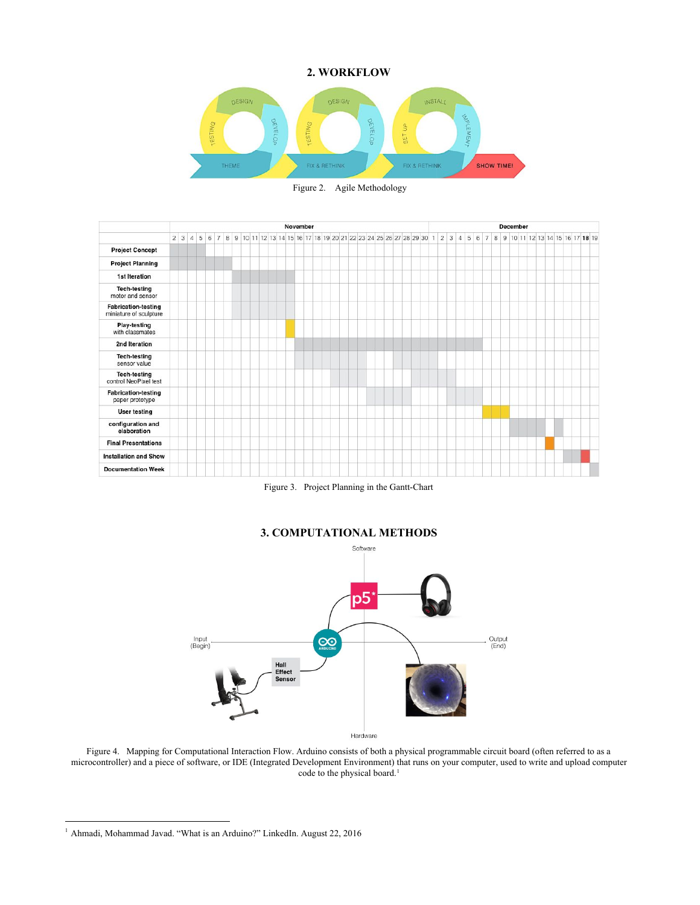## 2. WORKFLOW

Figure 2. Agile Methodology

Figure 3. Project Planning in the Gantt-Chart

## 3. COMPUTATIONAL METHODS

Figure 4. Mapping for Computational Interaction Flow. Arduino consists of both a physical programmable circuit board (often referred to as a microcontroller) and a piece of software, or IDE (Integrated Development Environment) that runs on your computer, used to write and upload computer code to the physical board.[1]

---

[1] Ahmadi, Mohammad Javad. "What is an Arduino?" LinkedIn. August 22, 2016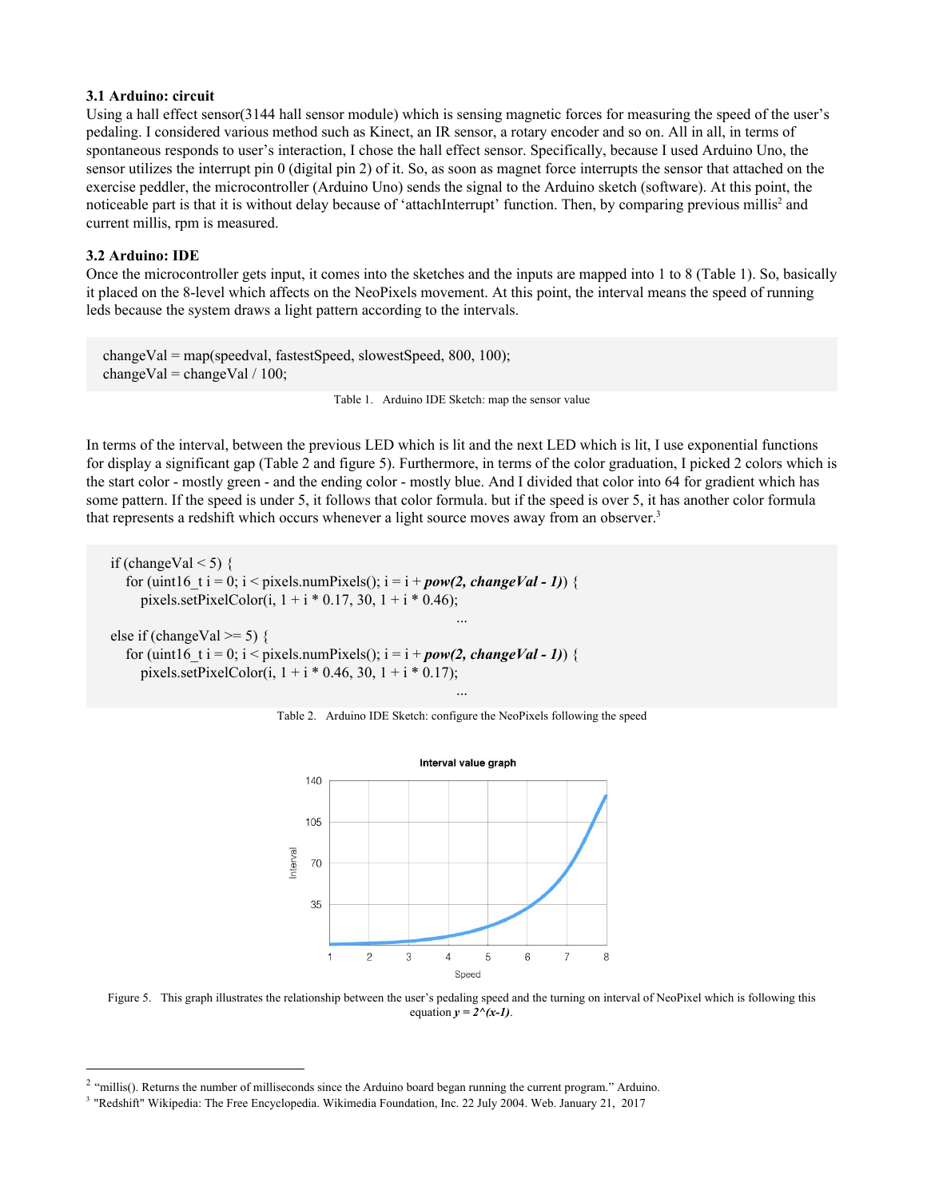### 3.1 Arduino: circuit

Using a hall effect sensor(3144 hall sensor module) which is sensing magnetic forces for measuring the speed of the user's pedaling. I considered various method such as Kinect, an IR sensor, a rotary encoder and so on. All in all, in terms of spontaneous responds to user's interaction, I chose the hall effect sensor. Specifically, because I used Arduino Uno, the sensor utilizes the interrupt pin 0 (digital pin 2) of it. So, as soon as magnet force interrupts the sensor that attached on the exercise peddler, the microcontroller (Arduino Uno) sends the signal to the Arduino sketch (software). At this point, the noticeable part is that it is without delay because of 'attachInterrupt' function. Then, by comparing previous millis[2] and current millis, rpm is measured.

### 3.2 Arduino: IDE

Once the microcontroller gets input, it comes into the sketches and the inputs are mapped into 1 to 8 (Table 1). So, basically it placed on the 8-level which affects on the NeoPixels movement. At this point, the interval means the speed of running leds because the system draws a light pattern according to the intervals.

```
changeVal = map(speedval, fastestSpeed, slowestSpeed, 800, 100);
changeVal = changeVal / 100;
```

Table 1. Arduino IDE Sketch: map the sensor value

In terms of the interval, between the previous LED which is lit and the next LED which is lit, I use exponential functions for display a significant gap (Table 2 and figure 5). Furthermore, in terms of the color graduation, I picked 2 colors which is the start color - mostly green - and the ending color - mostly blue. And I divided that color into 64 for gradient which has some pattern. If the speed is under 5, it follows that color formula. but if the speed is over 5, it has another color formula that represents a redshift which occurs whenever a light source moves away from an observer.[3]

```
if (changeVal < 5) {
   for (uint16_t i = 0; i < pixels.numPixels(); i = i + pow(2, changeVal - 1)) {
      pixels.setPixelColor(i, 1 + i * 0.17, 30, 1 + i * 0.46);
                                        ...
else if (changeVal >= 5) {
   for (uint16_t i = 0; i < pixels.numPixels(); i = i + pow(2, changeVal - 1)) {
      pixels.setPixelColor(i, 1 + i * 0.46, 30, 1 + i * 0.17);
                                        ...
```

Table 2. Arduino IDE Sketch: configure the NeoPixels following the speed

Figure 5. This graph illustrates the relationship between the user's pedaling speed and the turning on interval of NeoPixel which is following this equation ***y = 2^(x-1)***.

---

[2] "millis(). Returns the number of milliseconds since the Arduino board began running the current program." Arduino.

[3] "Redshift" Wikipedia: The Free Encyclopedia. Wikimedia Foundation, Inc. 22 July 2004. Web. January 21, 2017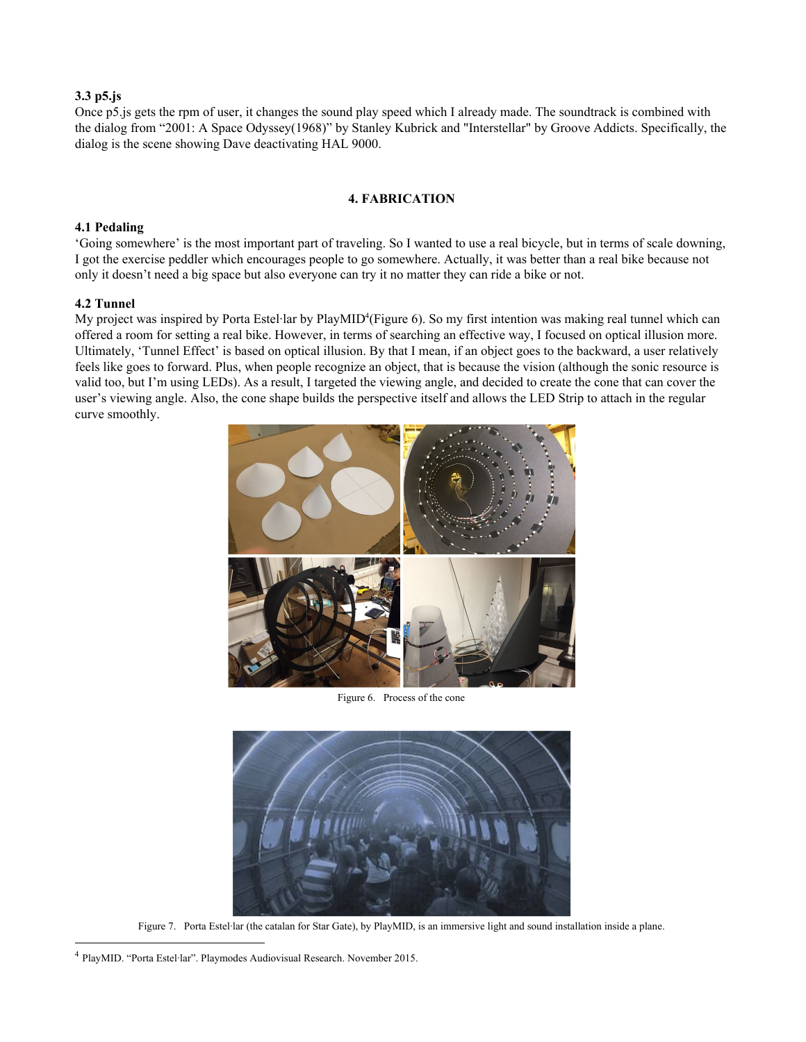### 3.3 p5.js

Once p5.js gets the rpm of user, it changes the sound play speed which I already made. The soundtrack is combined with the dialog from "2001: A Space Odyssey(1968)" by Stanley Kubrick and "Interstellar" by Groove Addicts. Specifically, the dialog is the scene showing Dave deactivating HAL 9000.

## 4. FABRICATION

### 4.1 Pedaling

'Going somewhere' is the most important part of traveling. So I wanted to use a real bicycle, but in terms of scale downing, I got the exercise peddler which encourages people to go somewhere. Actually, it was better than a real bike because not only it doesn't need a big space but also everyone can try it no matter they can ride a bike or not.

### 4.2 Tunnel

My project was inspired by Porta Estel·lar by PlayMID[4](Figure 6). So my first intention was making real tunnel which can offered a room for setting a real bike. However, in terms of searching an effective way, I focused on optical illusion more. Ultimately, 'Tunnel Effect' is based on optical illusion. By that I mean, if an object goes to the backward, a user relatively feels like goes to forward. Plus, when people recognize an object, that is because the vision (although the sonic resource is valid too, but I'm using LEDs). As a result, I targeted the viewing angle, and decided to create the cone that can cover the user's viewing angle. Also, the cone shape builds the perspective itself and allows the LED Strip to attach in the regular curve smoothly.

Figure 6. Process of the cone

Figure 7. Porta Estel·lar (the catalan for Star Gate), by PlayMID, is an immersive light and sound installation inside a plane.

---

[4] PlayMID. "Porta Estel·lar". Playmodes Audiovisual Research. November 2015.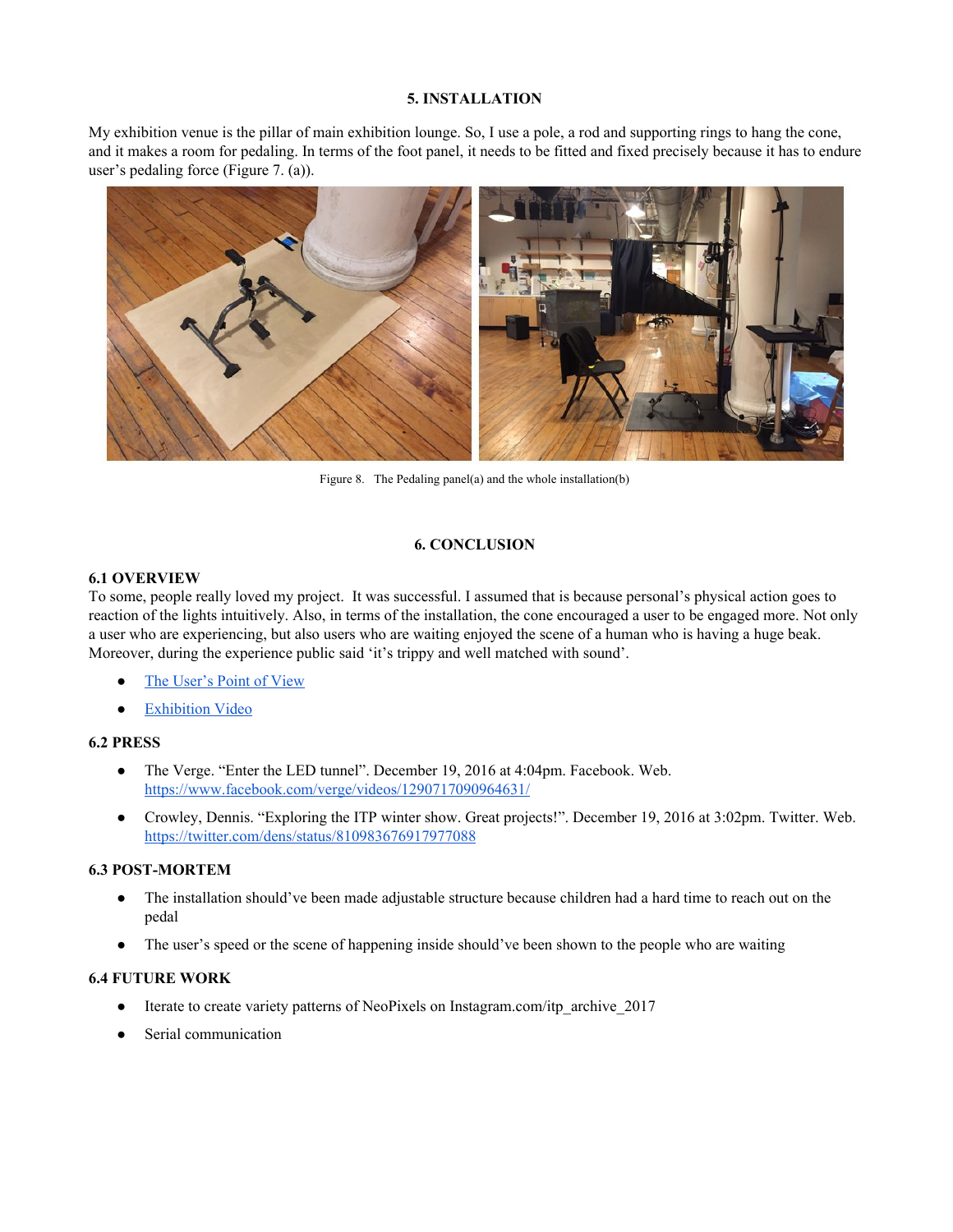## 5. INSTALLATION

My exhibition venue is the pillar of main exhibition lounge. So, I use a pole, a rod and supporting rings to hang the cone, and it makes a room for pedaling. In terms of the foot panel, it needs to be fitted and fixed precisely because it has to endure user's pedaling force (Figure 7. (a)).

Figure 8. The Pedaling panel(a) and the whole installation(b)

## 6. CONCLUSION

### 6.1 OVERVIEW

To some, people really loved my project. It was successful. I assumed that is because personal's physical action goes to reaction of the lights intuitively. Also, in terms of the installation, the cone encouraged a user to be engaged more. Not only a user who are experiencing, but also users who are waiting enjoyed the scene of a human who is having a huge beak. Moreover, during the experience public said 'it's trippy and well matched with sound'.

- The User's Point of View
- Exhibition Video

### 6.2 PRESS

- The Verge. "Enter the LED tunnel". December 19, 2016 at 4:04pm. Facebook. Web. https://www.facebook.com/verge/videos/1290717090964631/
- Crowley, Dennis. "Exploring the ITP winter show. Great projects!". December 19, 2016 at 3:02pm. Twitter. Web. https://twitter.com/dens/status/810983676917977088

### 6.3 POST-MORTEM

- The installation should've been made adjustable structure because children had a hard time to reach out on the pedal
- The user's speed or the scene of happening inside should've been shown to the people who are waiting

### 6.4 FUTURE WORK

- Iterate to create variety patterns of NeoPixels on Instagram.com/itp_archive_2017
- Serial communication